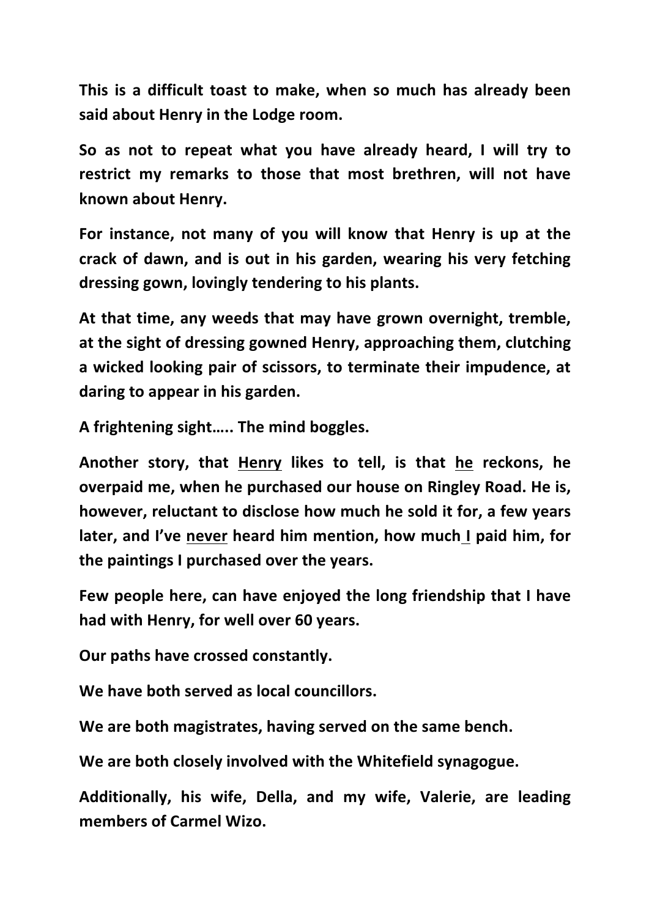**This is a difficult toast to make, when so much has already been said about Henry in the Lodge room.**

**So as not to repeat what you have already heard, I will try to restrict my remarks to those that most brethren, will not have known about Henry.**

**For instance, not many of you will know that Henry is up at the crack of dawn, and is out in his garden, wearing his very fetching dressing gown, lovingly tendering to his plants.**

**At that time, any weeds that may have grown overnight, tremble, at the sight of dressing gowned Henry, approaching them, clutching a wicked looking pair of scissors, to terminate their impudence, at daring to appear in his garden.**

**A frightening sight….. The mind boggles.**

**Another story, that <u>Henry</u> likes to tell, is that <u>he</u> reckons, he overpaid me, when he purchased our house on Ringley Road. He is, however, reluctant to disclose how much he sold it for, a few years later, and I've <u>never</u> heard him mention, how much <u>I</u> paid him, for the paintings I purchased over the years.**

**Few people here, can have enjoyed the long friendship that I have had with Henry, for well over 60 years.**

**Our paths have crossed constantly.**

**We have both served as local councillors.**

**We are both magistrates, having served on the same bench.**

**We are both closely involved with the Whitefield synagogue.**

**Additionally, his wife, Della, and my wife, Valerie, are leading members of Carmel Wizo.**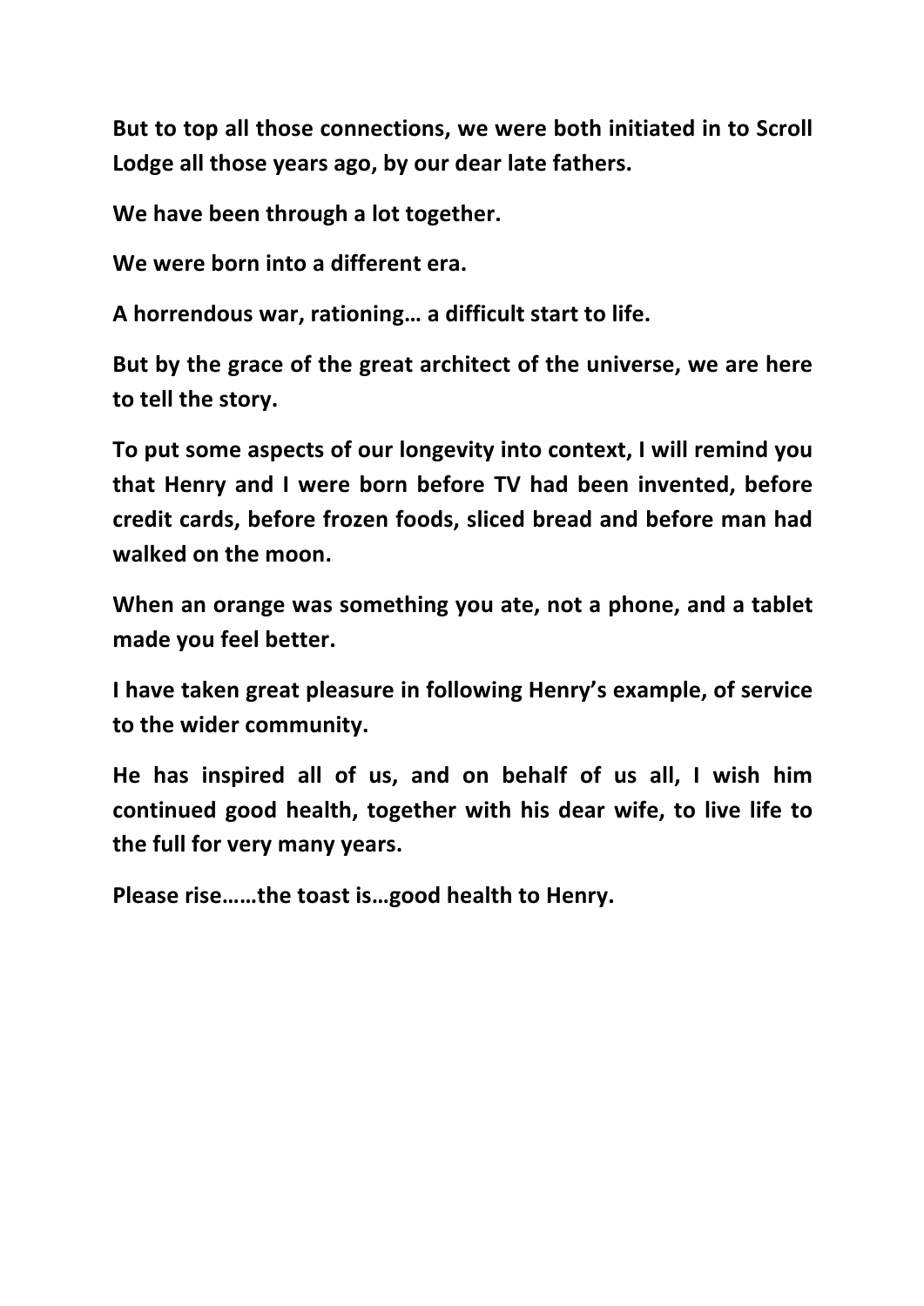**But to top all those connections, we were both initiated in to Scroll Lodge all those years ago, by our dear late fathers.**

**We have been through a lot together.**

**We were born into a different era.**

**A horrendous war, rationing… a difficult start to life.**

**But by the grace of the great architect of the universe, we are here to tell the story.**

**To put some aspects of our longevity into context, I will remind you that Henry and I were born before TV had been invented, before credit cards, before frozen foods, sliced bread and before man had walked on the moon.**

**When an orange was something you ate, not a phone, and a tablet made you feel better.**

**I have taken great pleasure in following Henry's example, of service to the wider community.**

**He has inspired all of us, and on behalf of us all, I wish him continued good health, together with his dear wife, to live life to the full for very many years.**

**Please rise……the toast is…good health to Henry.**